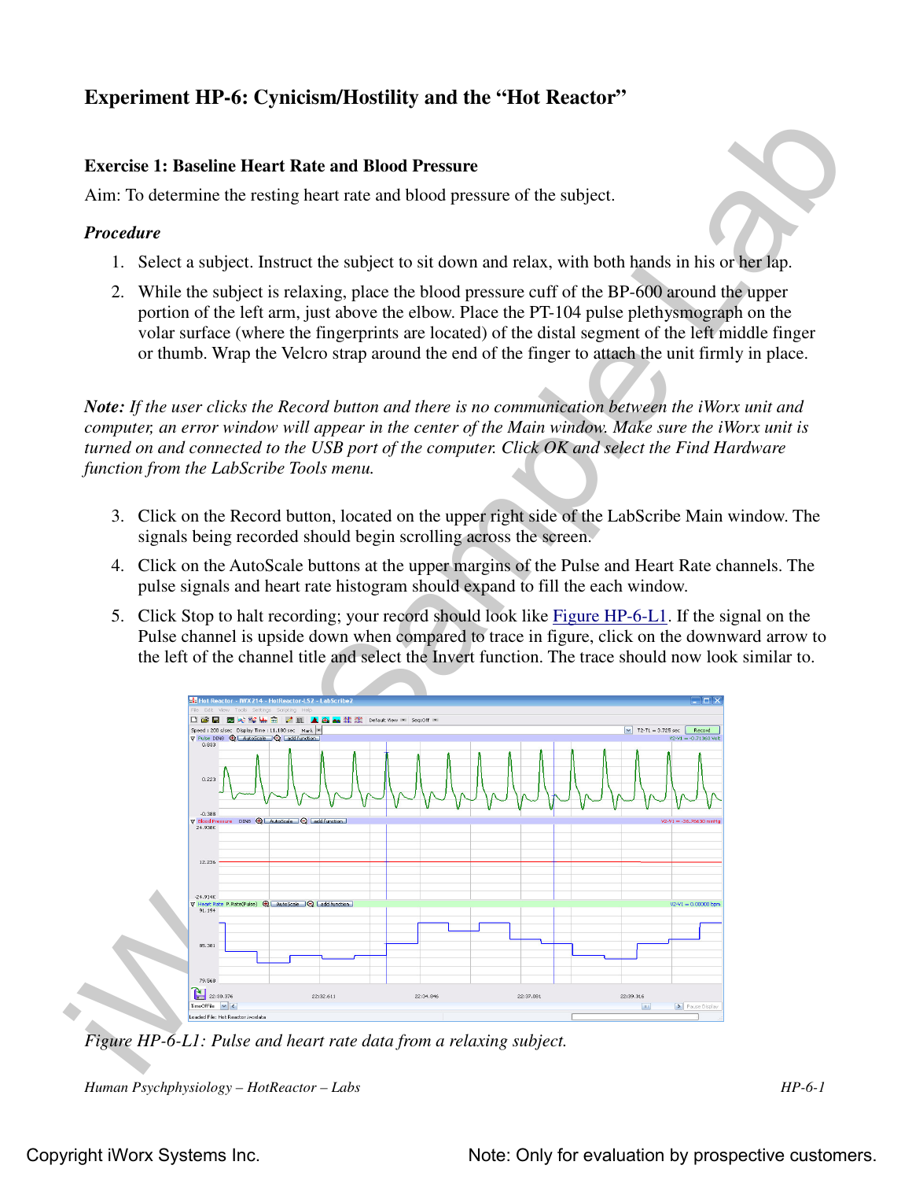# Experiment HP-6: Cynicism/Hostility and the "Hot Reactor"

## Exercise 1: Baseline Heart Rate and Blood Pressure

Aim: To determine the resting heart rate and blood pressure of the subject.

### *Procedure*

1. Select a subject. Instruct the subject to sit down and relax, with both hands in his or her lap.
2. While the subject is relaxing, place the blood pressure cuff of the BP-600 around the upper portion of the left arm, just above the elbow. Place the PT-104 pulse plethysmograph on the volar surface (where the fingerprints are located) of the distal segment of the left middle finger or thumb. Wrap the Velcro strap around the end of the finger to attach the unit firmly in place.

*Note: If the user clicks the Record button and there is no communication between the iWorx unit and computer, an error window will appear in the center of the Main window. Make sure the iWorx unit is turned on and connected to the USB port of the computer. Click OK and select the Find Hardware function from the LabScribe Tools menu.*

3. Click on the Record button, located on the upper right side of the LabScribe Main window. The signals being recorded should begin scrolling across the screen.
4. Click on the AutoScale buttons at the upper margins of the Pulse and Heart Rate channels. The pulse signals and heart rate histogram should expand to fill the each window.
5. Click Stop to halt recording; your record should look like Figure HP-6-L1. If the signal on the Pulse channel is upside down when compared to trace in figure, click on the downward arrow to the left of the channel title and select the Invert function. The trace should now look similar to.

*Figure HP-6-L1: Pulse and heart rate data from a relaxing subject.*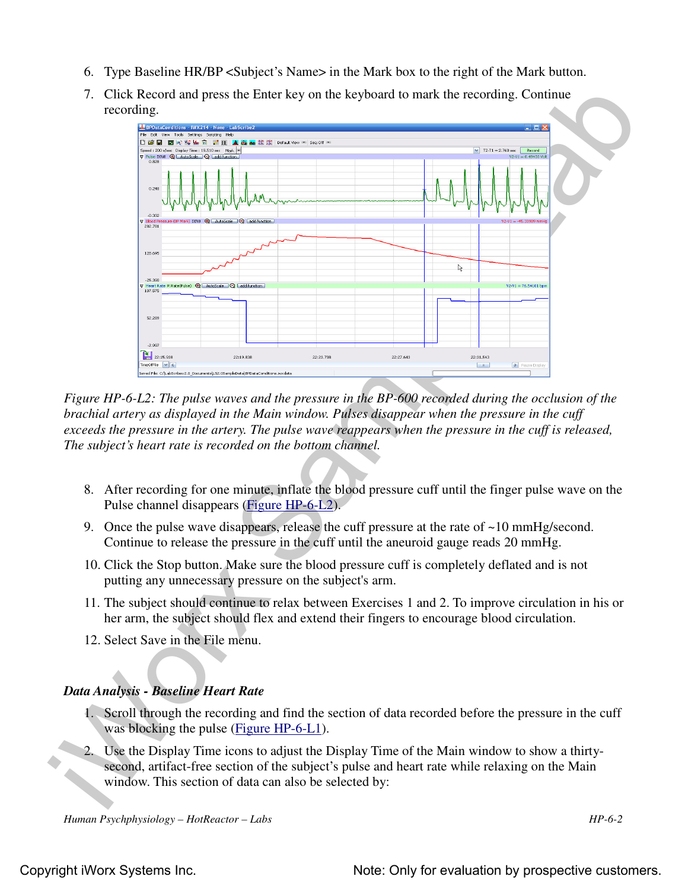6. Type Baseline HR/BP <Subject's Name> in the Mark box to the right of the Mark button.
7. Click Record and press the Enter key on the keyboard to mark the recording. Continue recording.

*Figure HP-6-L2: The pulse waves and the pressure in the BP-600 recorded during the occlusion of the brachial artery as displayed in the Main window. Pulses disappear when the pressure in the cuff exceeds the pressure in the artery. The pulse wave reappears when the pressure in the cuff is released, The subject's heart rate is recorded on the bottom channel.*

8. After recording for one minute, inflate the blood pressure cuff until the finger pulse wave on the Pulse channel disappears (Figure HP-6-L2).
9. Once the pulse wave disappears, release the cuff pressure at the rate of ~10 mmHg/second. Continue to release the pressure in the cuff until the aneuroid gauge reads 20 mmHg.
10. Click the Stop button. Make sure the blood pressure cuff is completely deflated and is not putting any unnecessary pressure on the subject's arm.
11. The subject should continue to relax between Exercises 1 and 2. To improve circulation in his or her arm, the subject should flex and extend their fingers to encourage blood circulation.
12. Select Save in the File menu.

***Data Analysis - Baseline Heart Rate***

1. Scroll through the recording and find the section of data recorded before the pressure in the cuff was blocking the pulse (Figure HP-6-L1).
2. Use the Display Time icons to adjust the Display Time of the Main window to show a thirty-second, artifact-free section of the subject's pulse and heart rate while relaxing on the Main window. This section of data can also be selected by: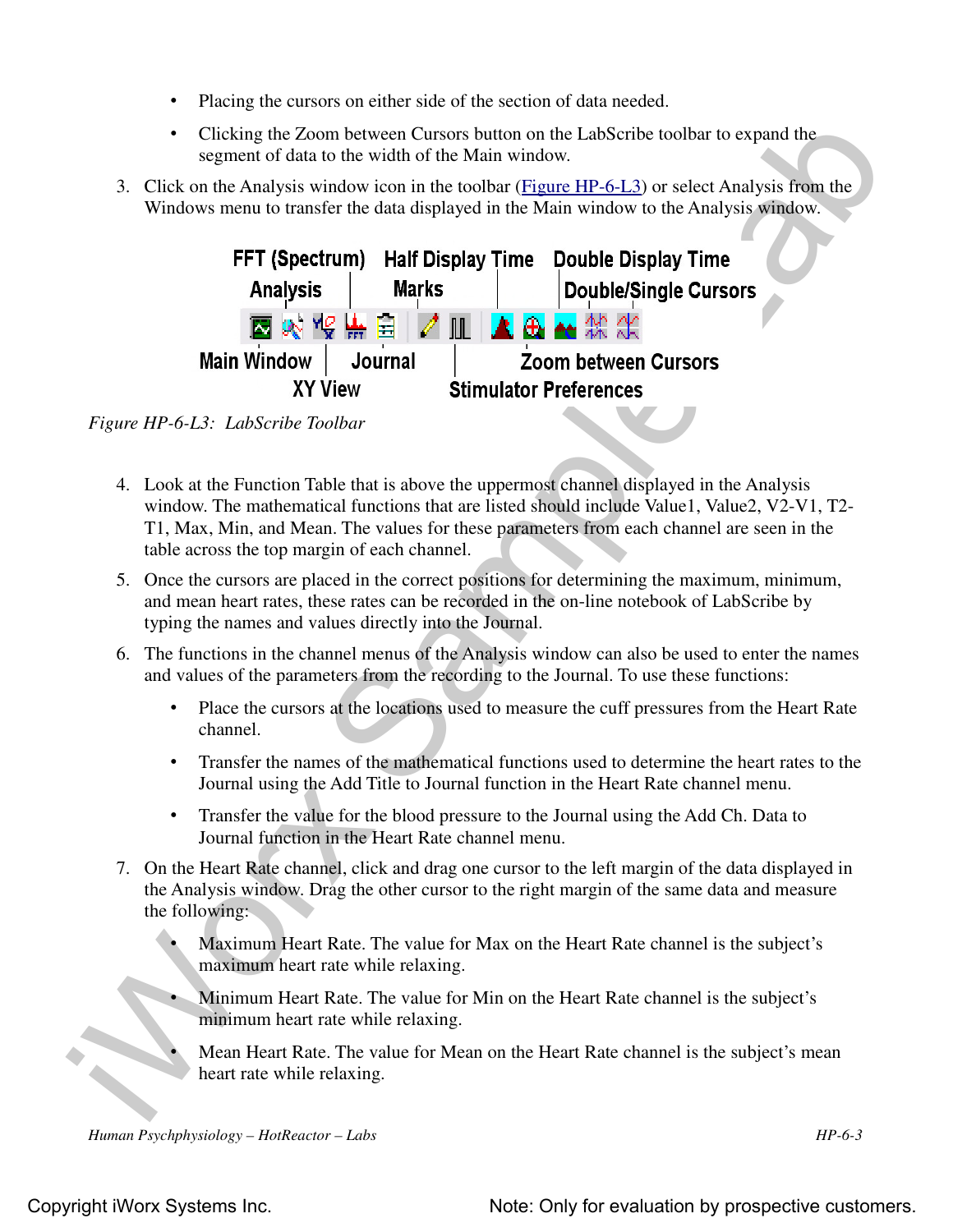- Placing the cursors on either side of the section of data needed.
- Clicking the Zoom between Cursors button on the LabScribe toolbar to expand the segment of data to the width of the Main window.

3. Click on the Analysis window icon in the toolbar (Figure HP-6-L3) or select Analysis from the Windows menu to transfer the data displayed in the Main window to the Analysis window.

*Figure HP-6-L3: LabScribe Toolbar*

4. Look at the Function Table that is above the uppermost channel displayed in the Analysis window. The mathematical functions that are listed should include Value1, Value2, V2-V1, T2-T1, Max, Min, and Mean. The values for these parameters from each channel are seen in the table across the top margin of each channel.

5. Once the cursors are placed in the correct positions for determining the maximum, minimum, and mean heart rates, these rates can be recorded in the on-line notebook of LabScribe by typing the names and values directly into the Journal.

6. The functions in the channel menus of the Analysis window can also be used to enter the names and values of the parameters from the recording to the Journal. To use these functions:
   - Place the cursors at the locations used to measure the cuff pressures from the Heart Rate channel.
   - Transfer the names of the mathematical functions used to determine the heart rates to the Journal using the Add Title to Journal function in the Heart Rate channel menu.
   - Transfer the value for the blood pressure to the Journal using the Add Ch. Data to Journal function in the Heart Rate channel menu.

7. On the Heart Rate channel, click and drag one cursor to the left margin of the data displayed in the Analysis window. Drag the other cursor to the right margin of the same data and measure the following:
   - Maximum Heart Rate. The value for Max on the Heart Rate channel is the subject's maximum heart rate while relaxing.
   - Minimum Heart Rate. The value for Min on the Heart Rate channel is the subject's minimum heart rate while relaxing.
   - Mean Heart Rate. The value for Mean on the Heart Rate channel is the subject's mean heart rate while relaxing.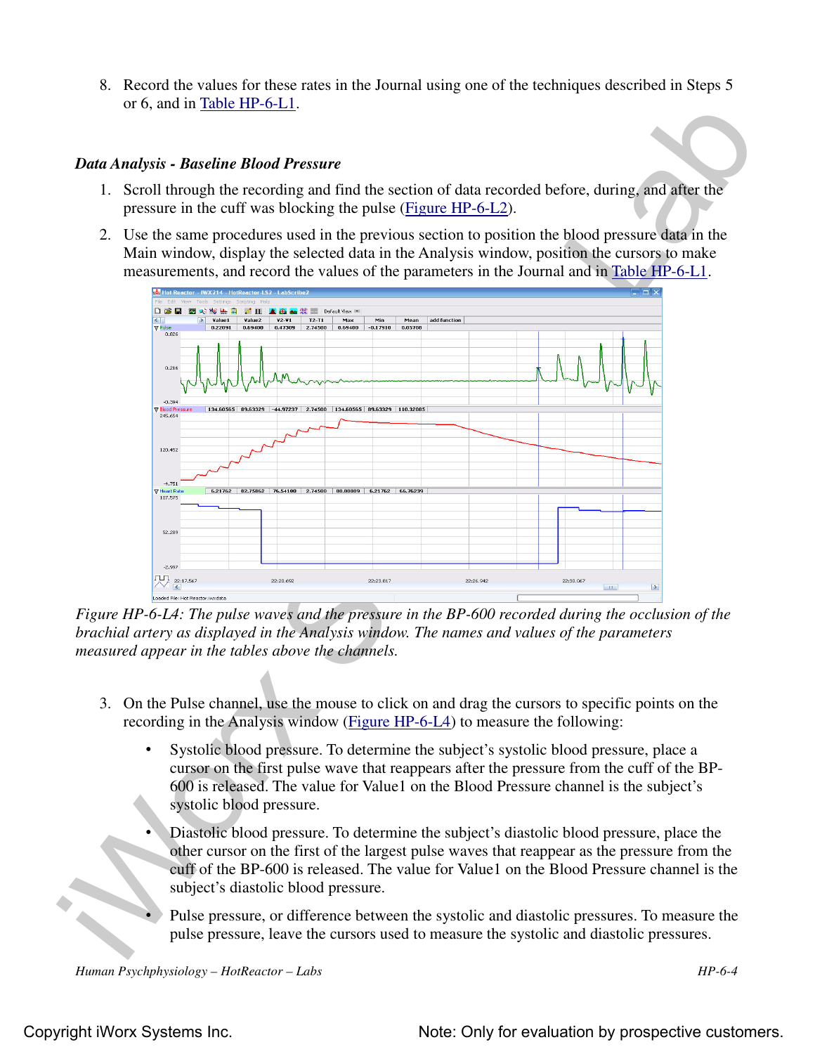8. Record the values for these rates in the Journal using one of the techniques described in Steps 5 or 6, and in Table HP-6-L1.

### Data Analysis - Baseline Blood Pressure

1. Scroll through the recording and find the section of data recorded before, during, and after the pressure in the cuff was blocking the pulse (Figure HP-6-L2).
2. Use the same procedures used in the previous section to position the blood pressure data in the Main window, display the selected data in the Analysis window, position the cursors to make measurements, and record the values of the parameters in the Journal and in Table HP-6-L1.

*Figure HP-6-L4: The pulse waves and the pressure in the BP-600 recorded during the occlusion of the brachial artery as displayed in the Analysis window. The names and values of the parameters measured appear in the tables above the channels.*

3. On the Pulse channel, use the mouse to click on and drag the cursors to specific points on the recording in the Analysis window (Figure HP-6-L4) to measure the following:
   - Systolic blood pressure. To determine the subject's systolic blood pressure, place a cursor on the first pulse wave that reappears after the pressure from the cuff of the BP-600 is released. The value for Value1 on the Blood Pressure channel is the subject's systolic blood pressure.
   - Diastolic blood pressure. To determine the subject's diastolic blood pressure, place the other cursor on the first of the largest pulse waves that reappear as the pressure from the cuff of the BP-600 is released. The value for Value1 on the Blood Pressure channel is the subject's diastolic blood pressure.
   - Pulse pressure, or difference between the systolic and diastolic pressures. To measure the pulse pressure, leave the cursors used to measure the systolic and diastolic pressures.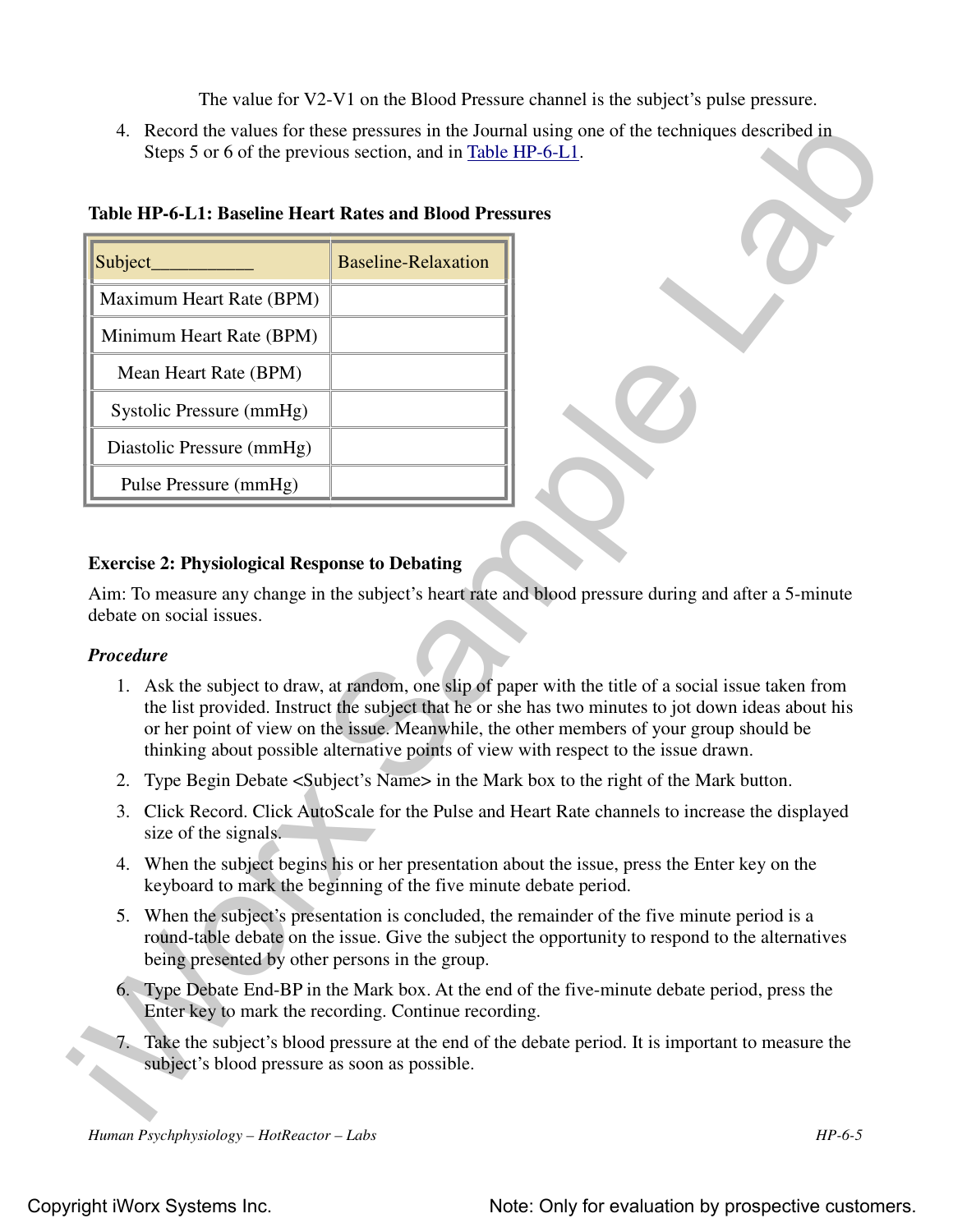The value for V2-V1 on the Blood Pressure channel is the subject's pulse pressure.

4. Record the values for these pressures in the Journal using one of the techniques described in Steps 5 or 6 of the previous section, and in Table HP-6-L1.

**Table HP-6-L1: Baseline Heart Rates and Blood Pressures**

| Subject___________ | Baseline-Relaxation |
|---|---|
| Maximum Heart Rate (BPM) | |
| Minimum Heart Rate (BPM) | |
| Mean Heart Rate (BPM) | |
| Systolic Pressure (mmHg) | |
| Diastolic Pressure (mmHg) | |
| Pulse Pressure (mmHg) | |

**Exercise 2: Physiological Response to Debating**

Aim: To measure any change in the subject's heart rate and blood pressure during and after a 5-minute debate on social issues.

***Procedure***

1. Ask the subject to draw, at random, one slip of paper with the title of a social issue taken from the list provided. Instruct the subject that he or she has two minutes to jot down ideas about his or her point of view on the issue. Meanwhile, the other members of your group should be thinking about possible alternative points of view with respect to the issue drawn.
2. Type Begin Debate <Subject's Name> in the Mark box to the right of the Mark button.
3. Click Record. Click AutoScale for the Pulse and Heart Rate channels to increase the displayed size of the signals.
4. When the subject begins his or her presentation about the issue, press the Enter key on the keyboard to mark the beginning of the five minute debate period.
5. When the subject's presentation is concluded, the remainder of the five minute period is a round-table debate on the issue. Give the subject the opportunity to respond to the alternatives being presented by other persons in the group.
6. Type Debate End-BP in the Mark box. At the end of the five-minute debate period, press the Enter key to mark the recording. Continue recording.
7. Take the subject's blood pressure at the end of the debate period. It is important to measure the subject's blood pressure as soon as possible.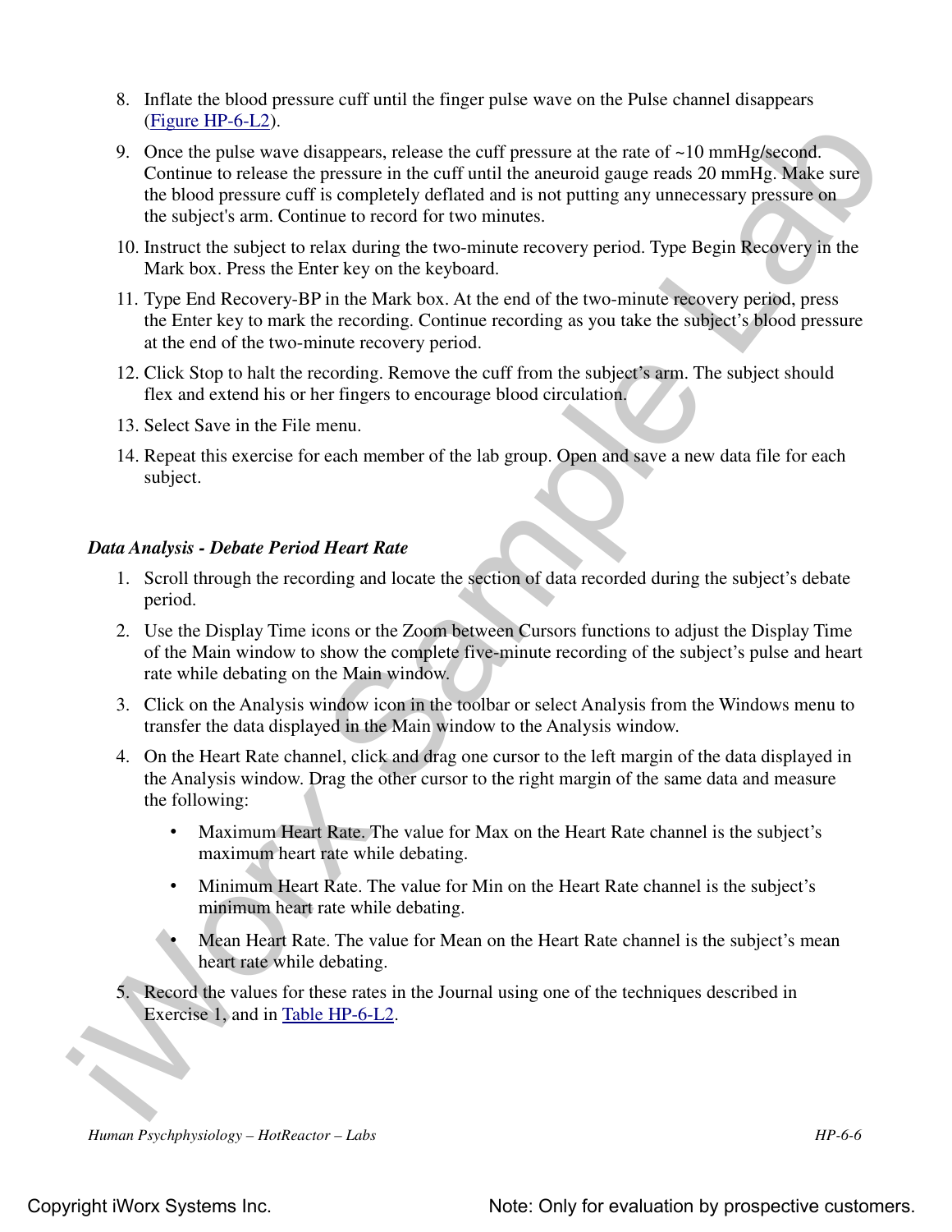8. Inflate the blood pressure cuff until the finger pulse wave on the Pulse channel disappears (Figure HP-6-L2).
9. Once the pulse wave disappears, release the cuff pressure at the rate of ~10 mmHg/second. Continue to release the pressure in the cuff until the aneuroid gauge reads 20 mmHg. Make sure the blood pressure cuff is completely deflated and is not putting any unnecessary pressure on the subject's arm. Continue to record for two minutes.
10. Instruct the subject to relax during the two-minute recovery period. Type Begin Recovery in the Mark box. Press the Enter key on the keyboard.
11. Type End Recovery-BP in the Mark box. At the end of the two-minute recovery period, press the Enter key to mark the recording. Continue recording as you take the subject's blood pressure at the end of the two-minute recovery period.
12. Click Stop to halt the recording. Remove the cuff from the subject's arm. The subject should flex and extend his or her fingers to encourage blood circulation.
13. Select Save in the File menu.
14. Repeat this exercise for each member of the lab group. Open and save a new data file for each subject.

### *Data Analysis - Debate Period Heart Rate*

1. Scroll through the recording and locate the section of data recorded during the subject's debate period.
2. Use the Display Time icons or the Zoom between Cursors functions to adjust the Display Time of the Main window to show the complete five-minute recording of the subject's pulse and heart rate while debating on the Main window.
3. Click on the Analysis window icon in the toolbar or select Analysis from the Windows menu to transfer the data displayed in the Main window to the Analysis window.
4. On the Heart Rate channel, click and drag one cursor to the left margin of the data displayed in the Analysis window. Drag the other cursor to the right margin of the same data and measure the following:
   - Maximum Heart Rate. The value for Max on the Heart Rate channel is the subject's maximum heart rate while debating.
   - Minimum Heart Rate. The value for Min on the Heart Rate channel is the subject's minimum heart rate while debating.
   - Mean Heart Rate. The value for Mean on the Heart Rate channel is the subject's mean heart rate while debating.
5. Record the values for these rates in the Journal using one of the techniques described in Exercise 1, and in Table HP-6-L2.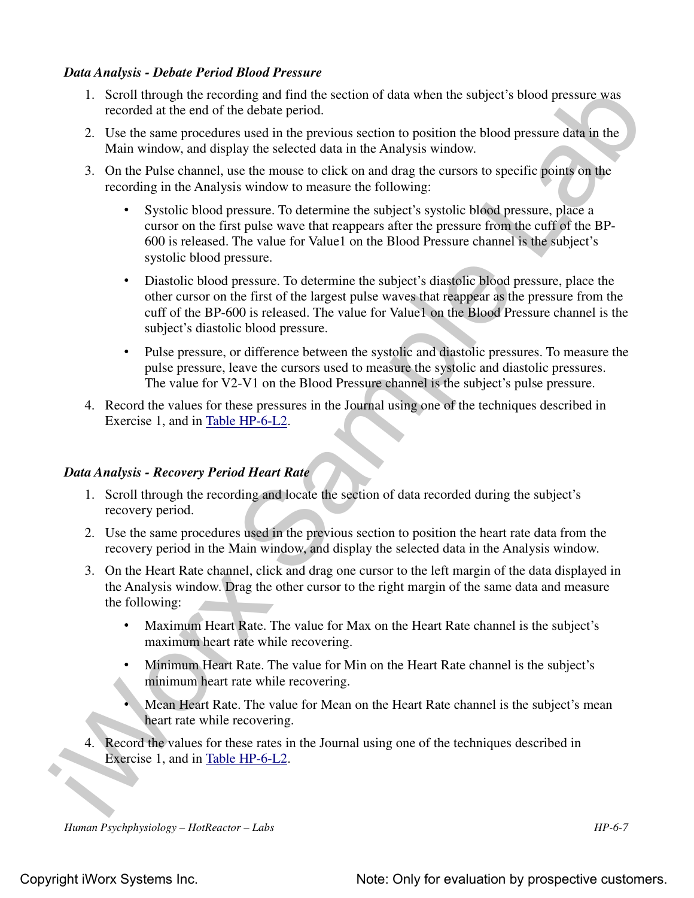*Data Analysis - Debate Period Blood Pressure*

1. Scroll through the recording and find the section of data when the subject's blood pressure was recorded at the end of the debate period.
2. Use the same procedures used in the previous section to position the blood pressure data in the Main window, and display the selected data in the Analysis window.
3. On the Pulse channel, use the mouse to click on and drag the cursors to specific points on the recording in the Analysis window to measure the following:
   - Systolic blood pressure. To determine the subject's systolic blood pressure, place a cursor on the first pulse wave that reappears after the pressure from the cuff of the BP-600 is released. The value for Value1 on the Blood Pressure channel is the subject's systolic blood pressure.
   - Diastolic blood pressure. To determine the subject's diastolic blood pressure, place the other cursor on the first of the largest pulse waves that reappear as the pressure from the cuff of the BP-600 is released. The value for Value1 on the Blood Pressure channel is the subject's diastolic blood pressure.
   - Pulse pressure, or difference between the systolic and diastolic pressures. To measure the pulse pressure, leave the cursors used to measure the systolic and diastolic pressures. The value for V2-V1 on the Blood Pressure channel is the subject's pulse pressure.
4. Record the values for these pressures in the Journal using one of the techniques described in Exercise 1, and in Table HP-6-L2.

*Data Analysis - Recovery Period Heart Rate*

1. Scroll through the recording and locate the section of data recorded during the subject's recovery period.
2. Use the same procedures used in the previous section to position the heart rate data from the recovery period in the Main window, and display the selected data in the Analysis window.
3. On the Heart Rate channel, click and drag one cursor to the left margin of the data displayed in the Analysis window. Drag the other cursor to the right margin of the same data and measure the following:
   - Maximum Heart Rate. The value for Max on the Heart Rate channel is the subject's maximum heart rate while recovering.
   - Minimum Heart Rate. The value for Min on the Heart Rate channel is the subject's minimum heart rate while recovering.
   - Mean Heart Rate. The value for Mean on the Heart Rate channel is the subject's mean heart rate while recovering.
4. Record the values for these rates in the Journal using one of the techniques described in Exercise 1, and in Table HP-6-L2.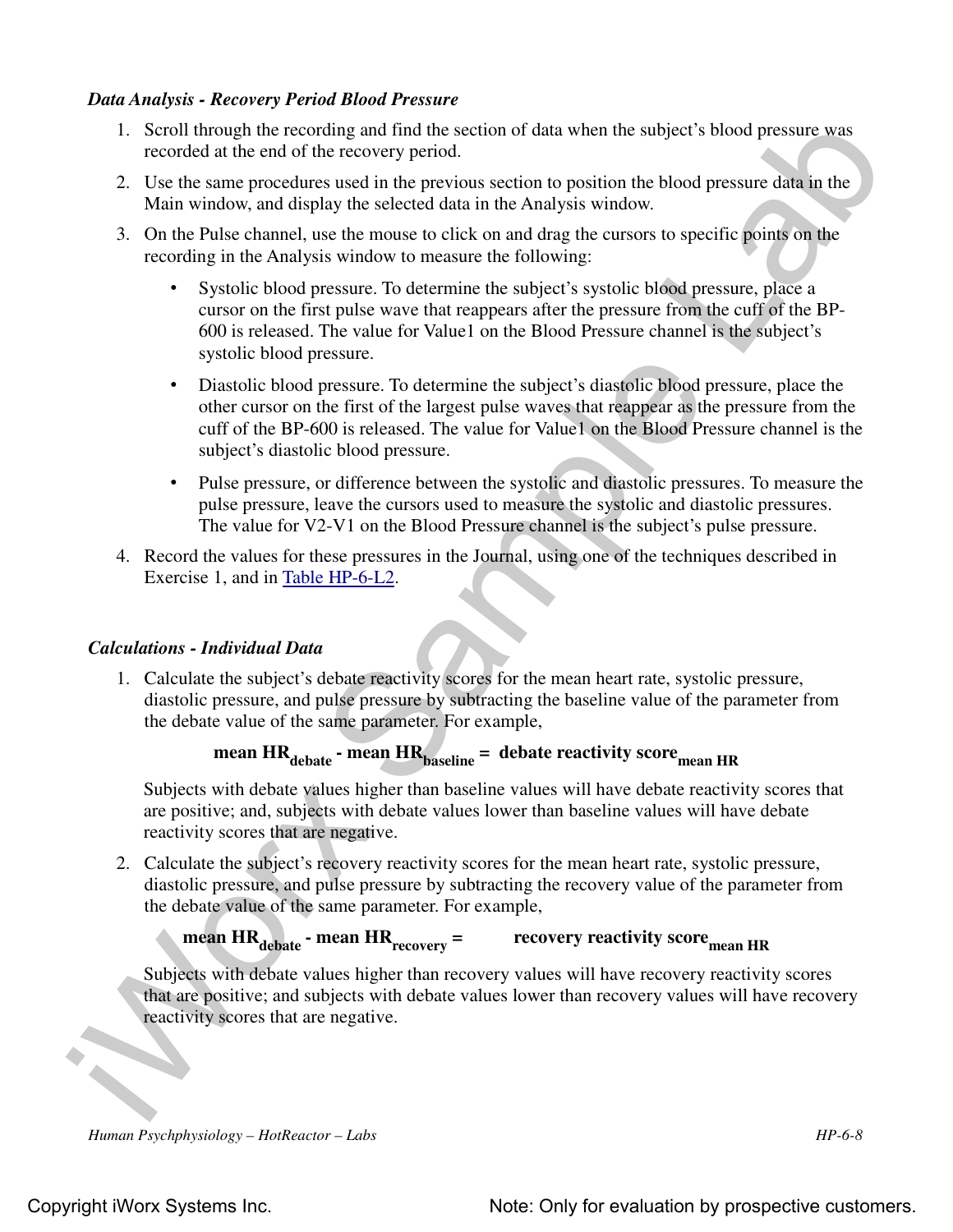*Data Analysis - Recovery Period Blood Pressure*

1. Scroll through the recording and find the section of data when the subject's blood pressure was recorded at the end of the recovery period.
2. Use the same procedures used in the previous section to position the blood pressure data in the Main window, and display the selected data in the Analysis window.
3. On the Pulse channel, use the mouse to click on and drag the cursors to specific points on the recording in the Analysis window to measure the following:
   - Systolic blood pressure. To determine the subject's systolic blood pressure, place a cursor on the first pulse wave that reappears after the pressure from the cuff of the BP-600 is released. The value for Value1 on the Blood Pressure channel is the subject's systolic blood pressure.
   - Diastolic blood pressure. To determine the subject's diastolic blood pressure, place the other cursor on the first of the largest pulse waves that reappear as the pressure from the cuff of the BP-600 is released. The value for Value1 on the Blood Pressure channel is the subject's diastolic blood pressure.
   - Pulse pressure, or difference between the systolic and diastolic pressures. To measure the pulse pressure, leave the cursors used to measure the systolic and diastolic pressures. The value for V2-V1 on the Blood Pressure channel is the subject's pulse pressure.
4. Record the values for these pressures in the Journal, using one of the techniques described in Exercise 1, and in Table HP-6-L2.

*Calculations - Individual Data*

1. Calculate the subject's debate reactivity scores for the mean heart rate, systolic pressure, diastolic pressure, and pulse pressure by subtracting the baseline value of the parameter from the debate value of the same parameter. For example,

$$\textbf{mean HR}_{\textbf{debate}} - \textbf{mean HR}_{\textbf{baseline}} = \textbf{debate reactivity score}_{\textbf{mean HR}}$$

   Subjects with debate values higher than baseline values will have debate reactivity scores that are positive; and, subjects with debate values lower than baseline values will have debate reactivity scores that are negative.

2. Calculate the subject's recovery reactivity scores for the mean heart rate, systolic pressure, diastolic pressure, and pulse pressure by subtracting the recovery value of the parameter from the debate value of the same parameter. For example,

$$\textbf{mean HR}_{\textbf{debate}} - \textbf{mean HR}_{\textbf{recovery}} = \textbf{recovery reactivity score}_{\textbf{mean HR}}$$

   Subjects with debate values higher than recovery values will have recovery reactivity scores that are positive; and subjects with debate values lower than recovery values will have recovery reactivity scores that are negative.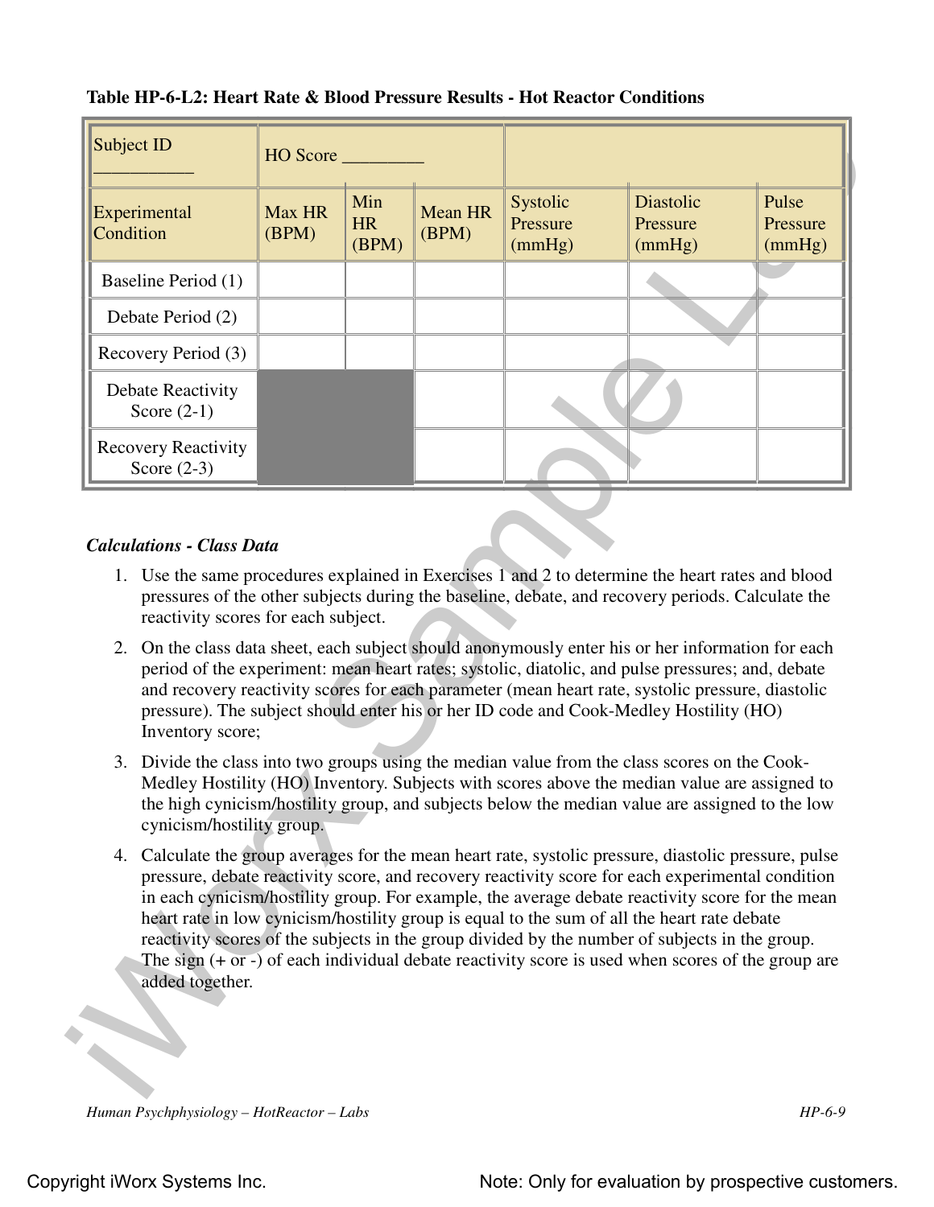**Table HP-6-L2: Heart Rate & Blood Pressure Results - Hot Reactor Conditions**

| Subject ID ___________ | HO Score _________ | | | | | |
|---|---|---|---|---|---|---|
| Experimental Condition | Max HR (BPM) | Min HR (BPM) | Mean HR (BPM) | Systolic Pressure (mmHg) | Diastolic Pressure (mmHg) | Pulse Pressure (mmHg) |
| Baseline Period (1) | | | | | | |
| Debate Period (2) | | | | | | |
| Recovery Period (3) | | | | | | |
| Debate Reactivity Score (2-1) | | | | | | |
| Recovery Reactivity Score (2-3) | | | | | | |

***Calculations - Class Data***

1. Use the same procedures explained in Exercises 1 and 2 to determine the heart rates and blood pressures of the other subjects during the baseline, debate, and recovery periods. Calculate the reactivity scores for each subject.
2. On the class data sheet, each subject should anonymously enter his or her information for each period of the experiment: mean heart rates; systolic, diatolic, and pulse pressures; and, debate and recovery reactivity scores for each parameter (mean heart rate, systolic pressure, diastolic pressure). The subject should enter his or her ID code and Cook-Medley Hostility (HO) Inventory score;
3. Divide the class into two groups using the median value from the class scores on the Cook-Medley Hostility (HO) Inventory. Subjects with scores above the median value are assigned to the high cynicism/hostility group, and subjects below the median value are assigned to the low cynicism/hostility group.
4. Calculate the group averages for the mean heart rate, systolic pressure, diastolic pressure, pulse pressure, debate reactivity score, and recovery reactivity score for each experimental condition in each cynicism/hostility group. For example, the average debate reactivity score for the mean heart rate in low cynicism/hostility group is equal to the sum of all the heart rate debate reactivity scores of the subjects in the group divided by the number of subjects in the group. The sign (+ or -) of each individual debate reactivity score is used when scores of the group are added together.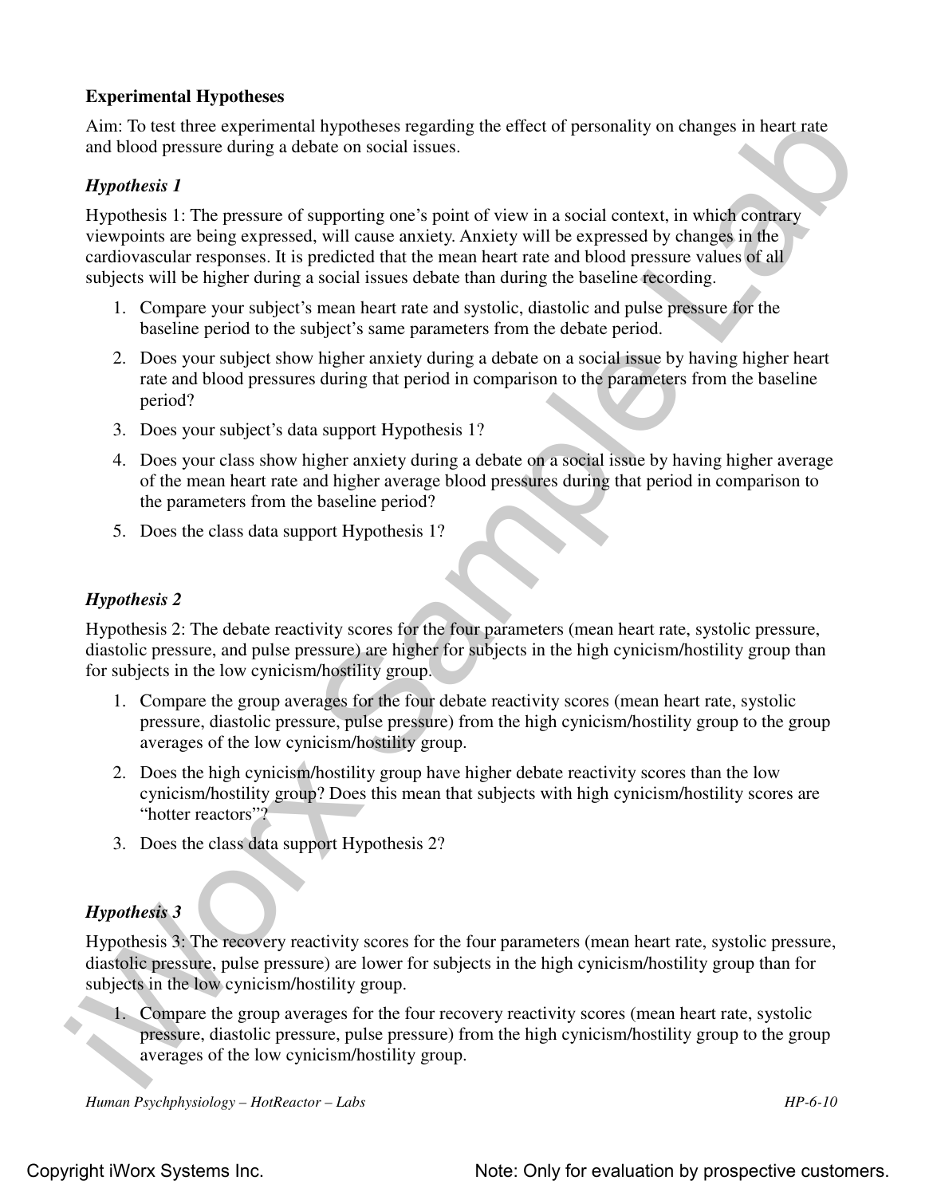**Experimental Hypotheses**

Aim: To test three experimental hypotheses regarding the effect of personality on changes in heart rate and blood pressure during a debate on social issues.

***Hypothesis 1***

Hypothesis 1: The pressure of supporting one's point of view in a social context, in which contrary viewpoints are being expressed, will cause anxiety. Anxiety will be expressed by changes in the cardiovascular responses. It is predicted that the mean heart rate and blood pressure values of all subjects will be higher during a social issues debate than during the baseline recording.

1. Compare your subject's mean heart rate and systolic, diastolic and pulse pressure for the baseline period to the subject's same parameters from the debate period.
2. Does your subject show higher anxiety during a debate on a social issue by having higher heart rate and blood pressures during that period in comparison to the parameters from the baseline period?
3. Does your subject's data support Hypothesis 1?
4. Does your class show higher anxiety during a debate on a social issue by having higher average of the mean heart rate and higher average blood pressures during that period in comparison to the parameters from the baseline period?
5. Does the class data support Hypothesis 1?

***Hypothesis 2***

Hypothesis 2: The debate reactivity scores for the four parameters (mean heart rate, systolic pressure, diastolic pressure, and pulse pressure) are higher for subjects in the high cynicism/hostility group than for subjects in the low cynicism/hostility group.

1. Compare the group averages for the four debate reactivity scores (mean heart rate, systolic pressure, diastolic pressure, pulse pressure) from the high cynicism/hostility group to the group averages of the low cynicism/hostility group.
2. Does the high cynicism/hostility group have higher debate reactivity scores than the low cynicism/hostility group? Does this mean that subjects with high cynicism/hostility scores are "hotter reactors"?
3. Does the class data support Hypothesis 2?

***Hypothesis 3***

Hypothesis 3: The recovery reactivity scores for the four parameters (mean heart rate, systolic pressure, diastolic pressure, pulse pressure) are lower for subjects in the high cynicism/hostility group than for subjects in the low cynicism/hostility group.

1. Compare the group averages for the four recovery reactivity scores (mean heart rate, systolic pressure, diastolic pressure, pulse pressure) from the high cynicism/hostility group to the group averages of the low cynicism/hostility group.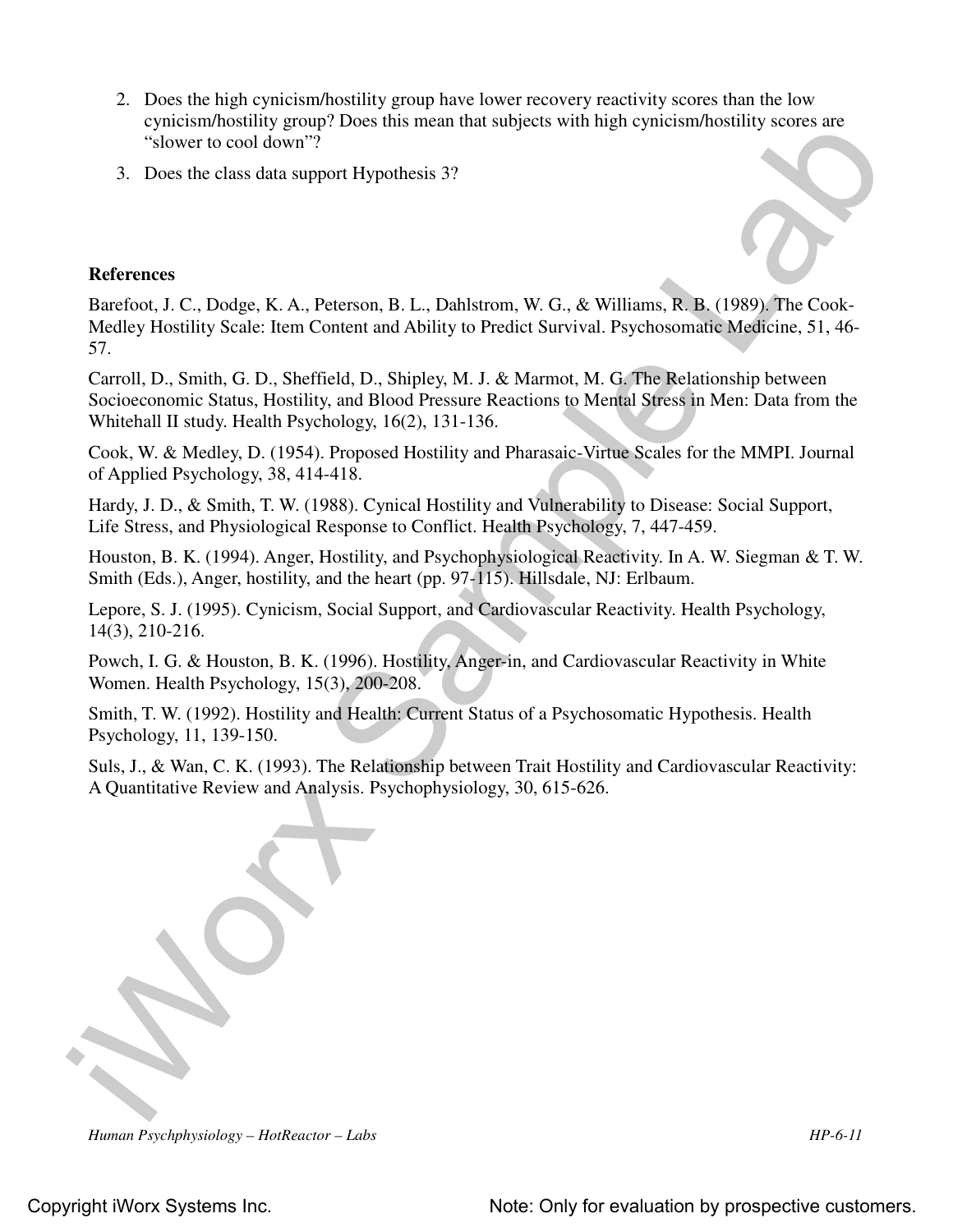2. Does the high cynicism/hostility group have lower recovery reactivity scores than the low cynicism/hostility group? Does this mean that subjects with high cynicism/hostility scores are "slower to cool down"?
3. Does the class data support Hypothesis 3?

**References**

Barefoot, J. C., Dodge, K. A., Peterson, B. L., Dahlstrom, W. G., & Williams, R. B. (1989). The Cook-Medley Hostility Scale: Item Content and Ability to Predict Survival. Psychosomatic Medicine, 51, 46-57.

Carroll, D., Smith, G. D., Sheffield, D., Shipley, M. J. & Marmot, M. G. The Relationship between Socioeconomic Status, Hostility, and Blood Pressure Reactions to Mental Stress in Men: Data from the Whitehall II study. Health Psychology, 16(2), 131-136.

Cook, W. & Medley, D. (1954). Proposed Hostility and Pharasaic-Virtue Scales for the MMPI. Journal of Applied Psychology, 38, 414-418.

Hardy, J. D., & Smith, T. W. (1988). Cynical Hostility and Vulnerability to Disease: Social Support, Life Stress, and Physiological Response to Conflict. Health Psychology, 7, 447-459.

Houston, B. K. (1994). Anger, Hostility, and Psychophysiological Reactivity. In A. W. Siegman & T. W. Smith (Eds.), Anger, hostility, and the heart (pp. 97-115). Hillsdale, NJ: Erlbaum.

Lepore, S. J. (1995). Cynicism, Social Support, and Cardiovascular Reactivity. Health Psychology, 14(3), 210-216.

Powch, I. G. & Houston, B. K. (1996). Hostility, Anger-in, and Cardiovascular Reactivity in White Women. Health Psychology, 15(3), 200-208.

Smith, T. W. (1992). Hostility and Health: Current Status of a Psychosomatic Hypothesis. Health Psychology, 11, 139-150.

Suls, J., & Wan, C. K. (1993). The Relationship between Trait Hostility and Cardiovascular Reactivity: A Quantitative Review and Analysis. Psychophysiology, 30, 615-626.